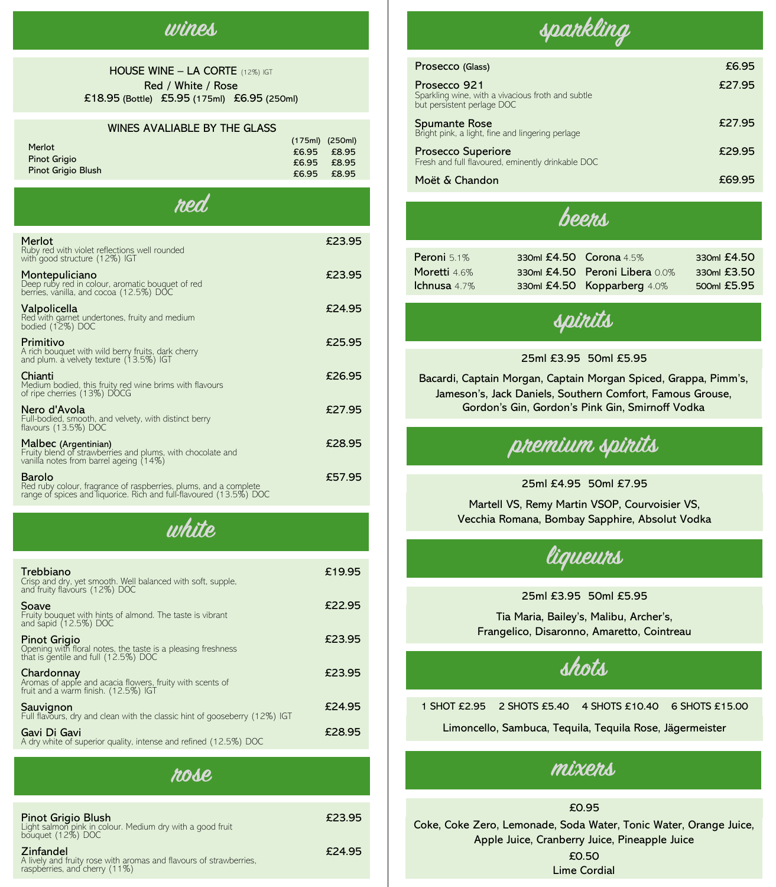# wines

**HOUSE WINE – LA CORTE** (12%) IGT

Red / White / Rose

£18.95 (Bottle) £5.95 (175ml) £6.95 (250ml)

### WINES AVALIABLE BY THE GLASS

| | (175ml) | (250ml) |
|---|---|---|
| Merlot | £6.95 | £8.95 |
| Pinot Grigio | £6.95 | £8.95 |
| Pinot Grigio Blush | £6.95 | £8.95 |

# red

**Merlot** — £23.95
Ruby red with violet reflections well rounded with good structure (12%) IGT

**Montepuliciano** — £23.95
Deep ruby red in colour, aromatic bouquet of red berries, vanilla, and cocoa (12.5%) DOC

**Valpolicella** — £24.95
Red with garnet undertones, fruity and medium bodied (12%) DOC

**Primitivo** — £25.95
A rich bouquet with wild berry fruits, dark cherry and plum. a velvety texture (13.5%) IGT

**Chianti** — £26.95
Medium bodied, this fruity red wine brims with flavours of ripe cherries (13%) DOCG

**Nero d'Avola** — £27.95
Full-bodied, smooth, and velvety, with distinct berry flavours (13.5%) DOC

**Malbec** (Argentinian) — £28.95
Fruity blend of strawberries and plums, with chocolate and vanilla notes from barrel ageing (14%)

**Barolo** — £57.95
Red ruby colour, fragrance of raspberries, plums, and a complete range of spices and liquorice. Rich and full-flavoured (13.5%) DOC

# white

**Trebbiano** — £19.95
Crisp and dry, yet smooth. Well balanced with soft, supple, and fruity flavours (12%) DOC

**Soave** — £22.95
Fruity bouquet with hints of almond. The taste is vibrant and sapid (12.5%) DOC

**Pinot Grigio** — £23.95
Opening with floral notes, the taste is a pleasing freshness that is gentile and full (12.5%) DOC

**Chardonnay** — £23.95
Aromas of apple and acacia flowers, fruity with scents of fruit and a warm finish. (12.5%) IGT

**Sauvignon** — £24.95
Full flavours, dry and clean with the classic hint of gooseberry (12%) IGT

**Gavi Di Gavi** — £28.95
A dry white of superior quality, intense and refined (12.5%) DOC

# rose

**Pinot Grigio Blush** — £23.95
Light salmon pink in colour. Medium dry with a good fruit bouquet (12%) DOC

**Zinfandel** — £24.95
A lively and fruity rose with aromas and flavours of strawberries, raspberries, and cherry (11%)

# sparkling

**Prosecco** (Glass) — £6.95

**Prosecco 921** — £27.95
Sparkling wine, with a vivacious froth and subtle but persistent perlage DOC

**Spumante Rose** — £27.95
Bright pink, a light, fine and lingering perlage

**Prosecco Superiore** — £29.95
Fresh and full flavoured, eminently drinkable DOC

**Moët & Chandon** — £69.95

# beers

| Beer | Size | Price |
|---|---|---|
| Peroni 5.1% | 330ml | £4.50 |
| Moretti 4.6% | 330ml | £4.50 |
| Ichnusa 4.7% | 330ml | £4.50 |
| Corona 4.5% | 330ml | £4.50 |
| Peroni Libera 0.0% | 330ml | £3.50 |
| Kopparberg 4.0% | 500ml | £5.95 |

# spirits

25ml £3.95 50ml £5.95

Bacardi, Captain Morgan, Captain Morgan Spiced, Grappa, Pimm's, Jameson's, Jack Daniels, Southern Comfort, Famous Grouse, Gordon's Gin, Gordon's Pink Gin, Smirnoff Vodka

# premium spirits

25ml £4.95 50ml £7.95

Martell VS, Remy Martin VSOP, Courvoisier VS, Vecchia Romana, Bombay Sapphire, Absolut Vodka

# liqueurs

25ml £3.95 50ml £5.95

Tia Maria, Bailey's, Malibu, Archer's, Frangelico, Disaronno, Amaretto, Cointreau

# shots

1 SHOT £2.95 2 SHOTS £5.40 4 SHOTS £10.40 6 SHOTS £15.00

Limoncello, Sambuca, Tequila, Tequila Rose, Jägermeister

# mixers

£0.95

Coke, Coke Zero, Lemonade, Soda Water, Tonic Water, Orange Juice, Apple Juice, Cranberry Juice, Pineapple Juice

£0.50

Lime Cordial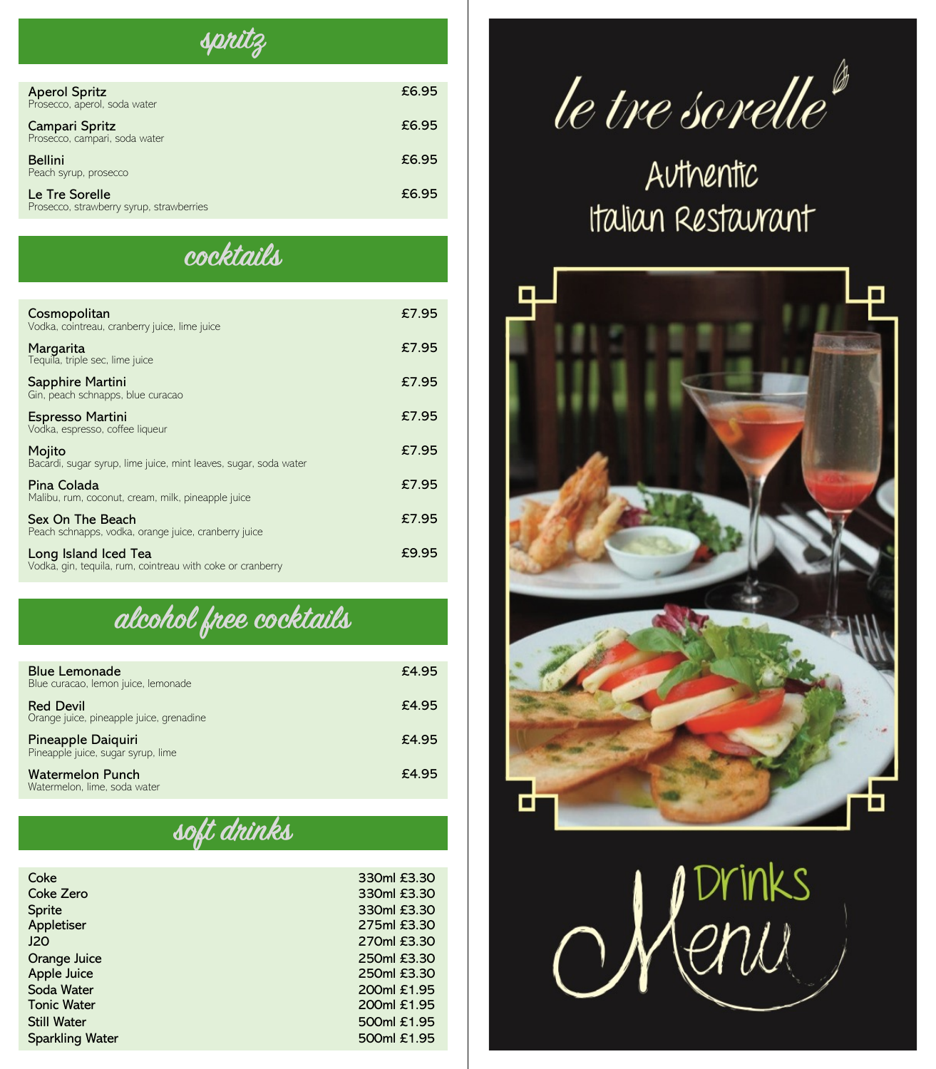## spritz

**Aperol Spritz** — £6.95
Prosecco, aperol, soda water

**Campari Spritz** — £6.95
Prosecco, campari, soda water

**Bellini** — £6.95
Peach syrup, prosecco

**Le Tre Sorelle** — £6.95
Prosecco, strawberry syrup, strawberries

## cocktails

**Cosmopolitan** — £7.95
Vodka, cointreau, cranberry juice, lime juice

**Margarita** — £7.95
Tequila, triple sec, lime juice

**Sapphire Martini** — £7.95
Gin, peach schnapps, blue curacao

**Espresso Martini** — £7.95
Vodka, espresso, coffee liqueur

**Mojito** — £7.95
Bacardi, sugar syrup, lime juice, mint leaves, sugar, soda water

**Pina Colada** — £7.95
Malibu, rum, coconut, cream, milk, pineapple juice

**Sex On The Beach** — £7.95
Peach schnapps, vodka, orange juice, cranberry juice

**Long Island Iced Tea** — £9.95
Vodka, gin, tequila, rum, cointreau with coke or cranberry

## alcohol free cocktails

**Blue Lemonade** — £4.95
Blue curacao, lemon juice, lemonade

**Red Devil** — £4.95
Orange juice, pineapple juice, grenadine

**Pineapple Daiquiri** — £4.95
Pineapple juice, sugar syrup, lime

**Watermelon Punch** — £4.95
Watermelon, lime, soda water

## soft drinks

| | |
|---|---|
| Coke | 330ml £3.30 |
| Coke Zero | 330ml £3.30 |
| Sprite | 330ml £3.30 |
| Appletiser | 275ml £3.30 |
| J20 | 270ml £3.30 |
| Orange Juice | 250ml £3.30 |
| Apple Juice | 250ml £3.30 |
| Soda Water | 200ml £1.95 |
| Tonic Water | 200ml £1.95 |
| Still Water | 500ml £1.95 |
| Sparkling Water | 500ml £1.95 |

# le tre sorelle

Authentic Italian Restaurant

Drinks Menu